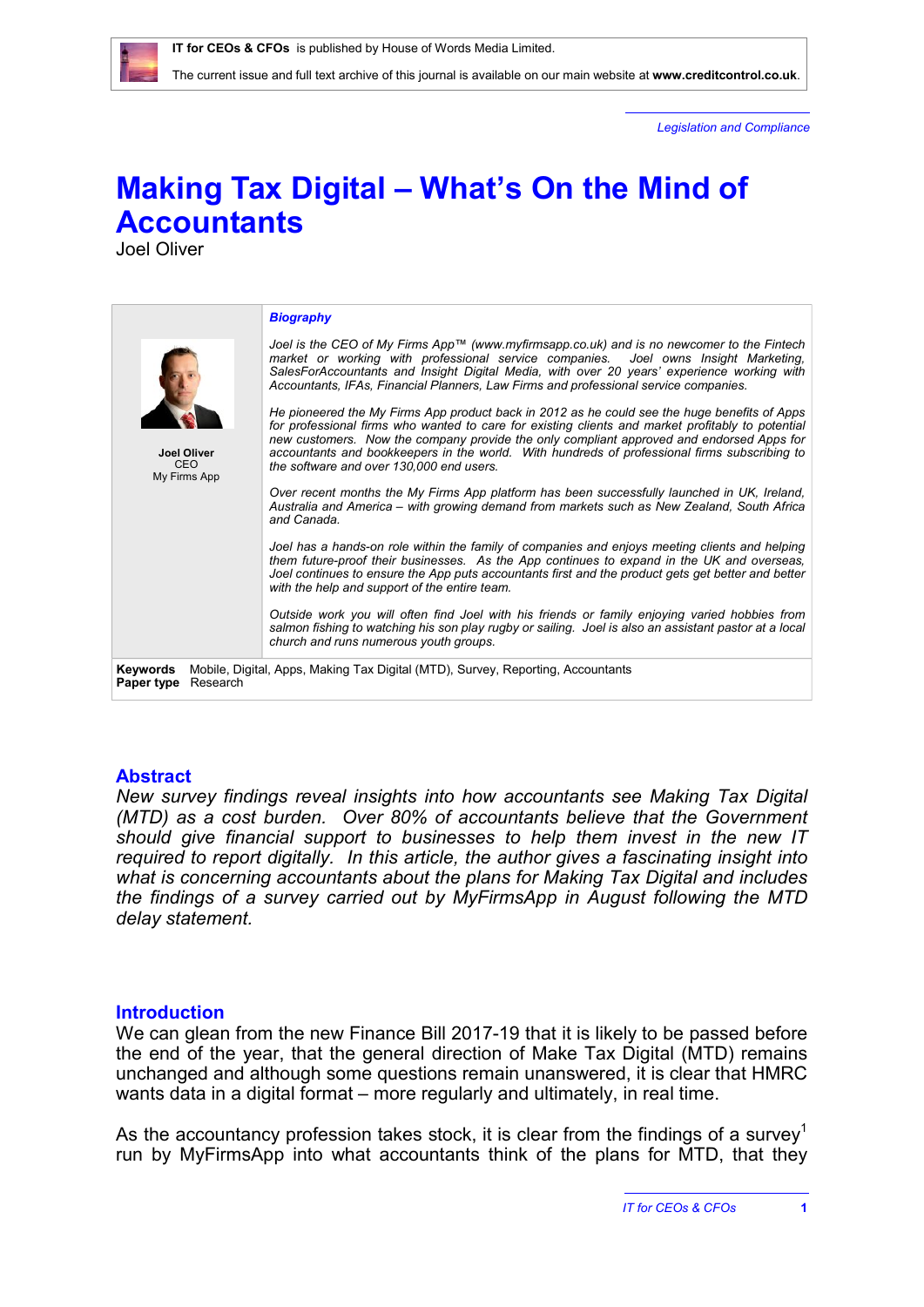IT for CEOs & CFOs is published by House of Words Media Limited.

The current issue and full text archive of this journal is available on our main website at **www.creditcontrol.co.uk**.

*Legislation and Compliance*

# Making Tax Digital – What's On the Mind of Accountants

Joel Oliver

**Joel Oliver**
CEO
My Firms App

***Biography***

*Joel is the CEO of My Firms App™ (www.myfirmsapp.co.uk) and is no newcomer to the Fintech market or working with professional service companies. Joel owns Insight Marketing, SalesForAccountants and Insight Digital Media, with over 20 years' experience working with Accountants, IFAs, Financial Planners, Law Firms and professional service companies.*

*He pioneered the My Firms App product back in 2012 as he could see the huge benefits of Apps for professional firms who wanted to care for existing clients and market profitably to potential new customers. Now the company provide the only compliant approved and endorsed Apps for accountants and bookkeepers in the world. With hundreds of professional firms subscribing to the software and over 130,000 end users.*

*Over recent months the My Firms App platform has been successfully launched in UK, Ireland, Australia and America – with growing demand from markets such as New Zealand, South Africa and Canada.*

*Joel has a hands-on role within the family of companies and enjoys meeting clients and helping them future-proof their businesses. As the App continues to expand in the UK and overseas, Joel continues to ensure the App puts accountants first and the product gets better and better with the help and support of the entire team.*

*Outside work you will often find Joel with his friends or family enjoying varied hobbies from salmon fishing to watching his son play rugby or sailing. Joel is also an assistant pastor at a local church and runs numerous youth groups.*

**Keywords** Mobile, Digital, Apps, Making Tax Digital (MTD), Survey, Reporting, Accountants
**Paper type** Research

## Abstract

*New survey findings reveal insights into how accountants see Making Tax Digital (MTD) as a cost burden. Over 80% of accountants believe that the Government should give financial support to businesses to help them invest in the new IT required to report digitally. In this article, the author gives a fascinating insight into what is concerning accountants about the plans for Making Tax Digital and includes the findings of a survey carried out by MyFirmsApp in August following the MTD delay statement.*

## Introduction

We can glean from the new Finance Bill 2017-19 that it is likely to be passed before the end of the year, that the general direction of Make Tax Digital (MTD) remains unchanged and although some questions remain unanswered, it is clear that HMRC wants data in a digital format – more regularly and ultimately, in real time.

As the accountancy profession takes stock, it is clear from the findings of a survey[1] run by MyFirmsApp into what accountants think of the plans for MTD, that they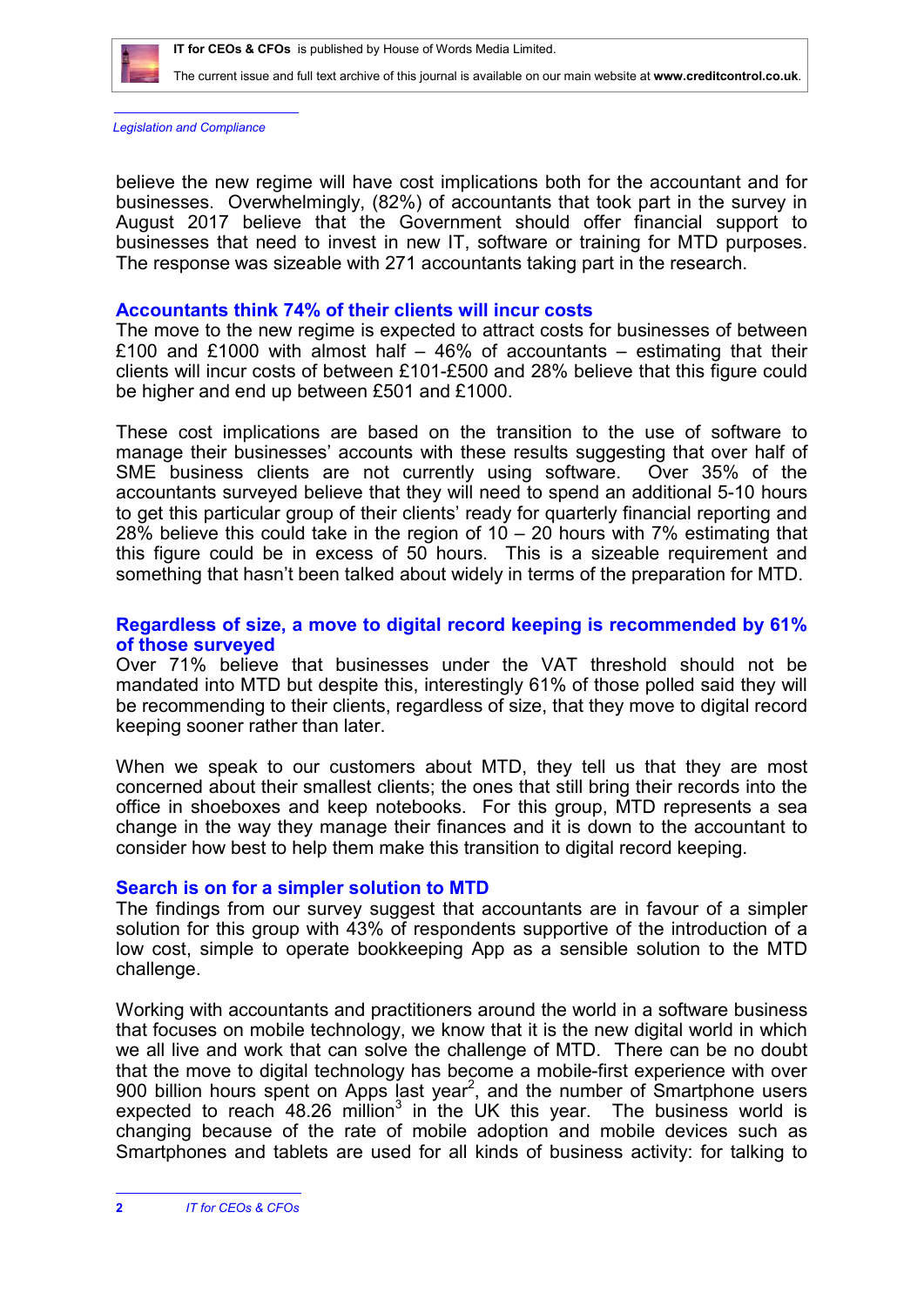believe the new regime will have cost implications both for the accountant and for businesses. Overwhelmingly, (82%) of accountants that took part in the survey in August 2017 believe that the Government should offer financial support to businesses that need to invest in new IT, software or training for MTD purposes. The response was sizeable with 271 accountants taking part in the research.

## Accountants think 74% of their clients will incur costs

The move to the new regime is expected to attract costs for businesses of between £100 and £1000 with almost half – 46% of accountants – estimating that their clients will incur costs of between £101-£500 and 28% believe that this figure could be higher and end up between £501 and £1000.

These cost implications are based on the transition to the use of software to manage their businesses' accounts with these results suggesting that over half of SME business clients are not currently using software. Over 35% of the accountants surveyed believe that they will need to spend an additional 5-10 hours to get this particular group of their clients' ready for quarterly financial reporting and 28% believe this could take in the region of 10 – 20 hours with 7% estimating that this figure could be in excess of 50 hours. This is a sizeable requirement and something that hasn't been talked about widely in terms of the preparation for MTD.

## Regardless of size, a move to digital record keeping is recommended by 61% of those surveyed

Over 71% believe that businesses under the VAT threshold should not be mandated into MTD but despite this, interestingly 61% of those polled said they will be recommending to their clients, regardless of size, that they move to digital record keeping sooner rather than later.

When we speak to our customers about MTD, they tell us that they are most concerned about their smallest clients; the ones that still bring their records into the office in shoeboxes and keep notebooks. For this group, MTD represents a sea change in the way they manage their finances and it is down to the accountant to consider how best to help them make this transition to digital record keeping.

## Search is on for a simpler solution to MTD

The findings from our survey suggest that accountants are in favour of a simpler solution for this group with 43% of respondents supportive of the introduction of a low cost, simple to operate bookkeeping App as a sensible solution to the MTD challenge.

Working with accountants and practitioners around the world in a software business that focuses on mobile technology, we know that it is the new digital world in which we all live and work that can solve the challenge of MTD. There can be no doubt that the move to digital technology has become a mobile-first experience with over 900 billion hours spent on Apps last year[2], and the number of Smartphone users expected to reach 48.26 million[3] in the UK this year. The business world is changing because of the rate of mobile adoption and mobile devices such as Smartphones and tablets are used for all kinds of business activity: for talking to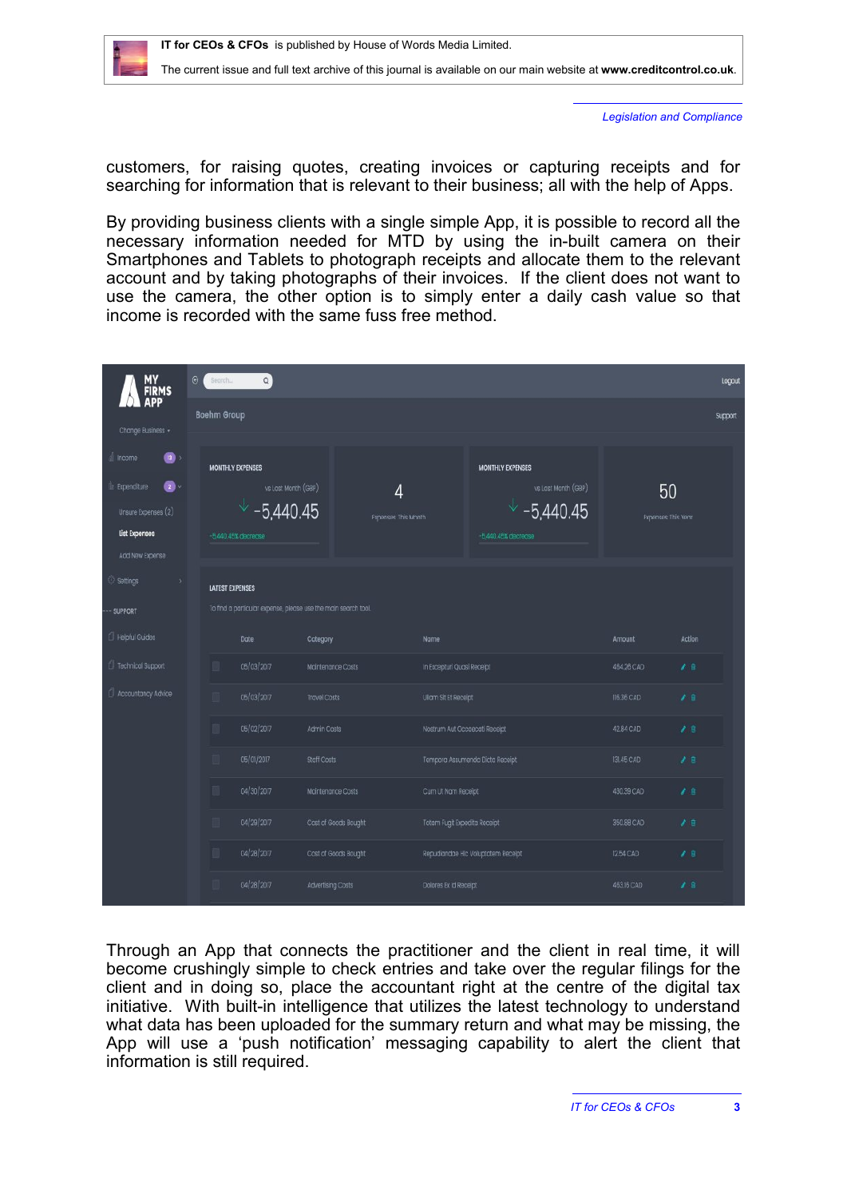customers, for raising quotes, creating invoices or capturing receipts and for searching for information that is relevant to their business; all with the help of Apps.

By providing business clients with a single simple App, it is possible to record all the necessary information needed for MTD by using the in-built camera on their Smartphones and Tablets to photograph receipts and allocate them to the relevant account and by taking photographs of their invoices. If the client does not want to use the camera, the other option is to simply enter a daily cash value so that income is recorded with the same fuss free method.

Through an App that connects the practitioner and the client in real time, it will become crushingly simple to check entries and take over the regular filings for the client and in doing so, place the accountant right at the centre of the digital tax initiative. With built-in intelligence that utilizes the latest technology to understand what data has been uploaded for the summary return and what may be missing, the App will use a 'push notification' messaging capability to alert the client that information is still required.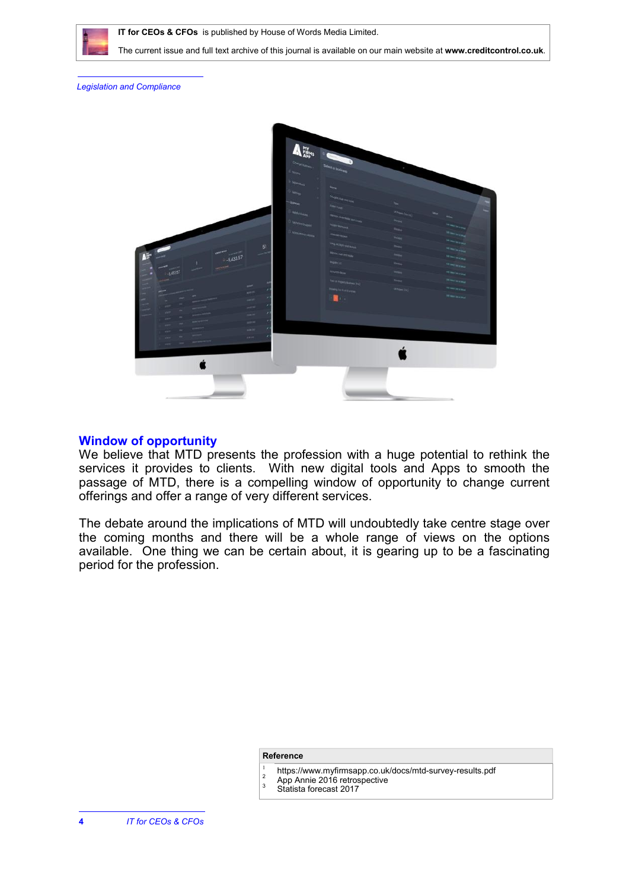*Legislation and Compliance*

## Window of opportunity

We believe that MTD presents the profession with a huge potential to rethink the services it provides to clients. With new digital tools and Apps to smooth the passage of MTD, there is a compelling window of opportunity to change current offerings and offer a range of very different services.

The debate around the implications of MTD will undoubtedly take centre stage over the coming months and there will be a whole range of views on the options available. One thing we can be certain about, it is gearing up to be a fascinating period for the profession.

**Reference**

1. https://www.myfirmsapp.co.uk/docs/mtd-survey-results.pdf
2. App Annie 2016 retrospective
3. Statista forecast 2017